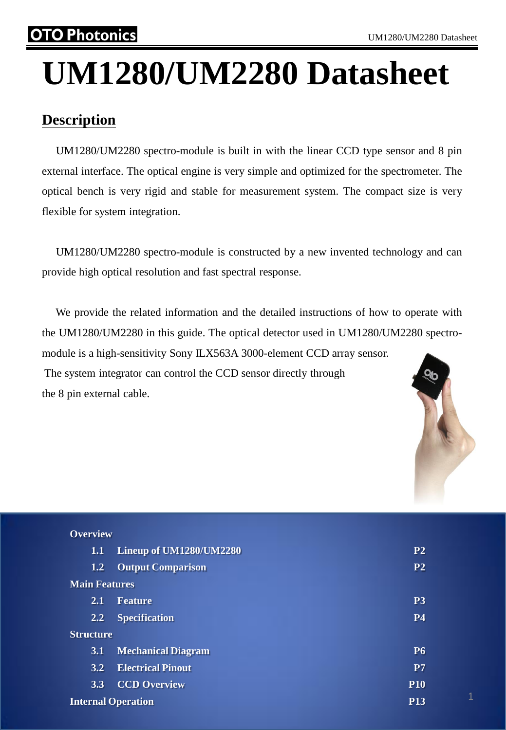# UM1280/UM2280 Datasheet

## Description

UM1280/UM2280 spectro-module is built in with the linear CCD type sensor and 8 pin external interface. The optical engine is very simple and optimized for the spectrometer. The optical bench is very rigid and stable for measurement system. The compact size is very flexible for system integration.

UM1280/UM2280 spectro-module is constructed by a new invented technology and can provide high optical resolution and fast spectral response.

We provide the related information and the detailed instructions of how to operate with the UM1280/UM2280 in this guide. The optical detector used in UM1280/UM2280 spectro-module is a high-sensitivity Sony ILX563A 3000-element CCD array sensor. The system integrator can control the CCD sensor directly through the 8 pin external cable.

**Overview**

| | | |
|---|---|---|
| 1.1 | Lineup of UM1280/UM2280 | P2 |
| 1.2 | Output Comparison | P2 |

**Main Features**

| | | |
|---|---|---|
| 2.1 | Feature | P3 |
| 2.2 | Specification | P4 |

**Structure**

| | | |
|---|---|---|
| 3.1 | Mechanical Diagram | P6 |
| 3.2 | Electrical Pinout | P7 |
| 3.3 | CCD Overview | P10 |

**Internal Operation** P13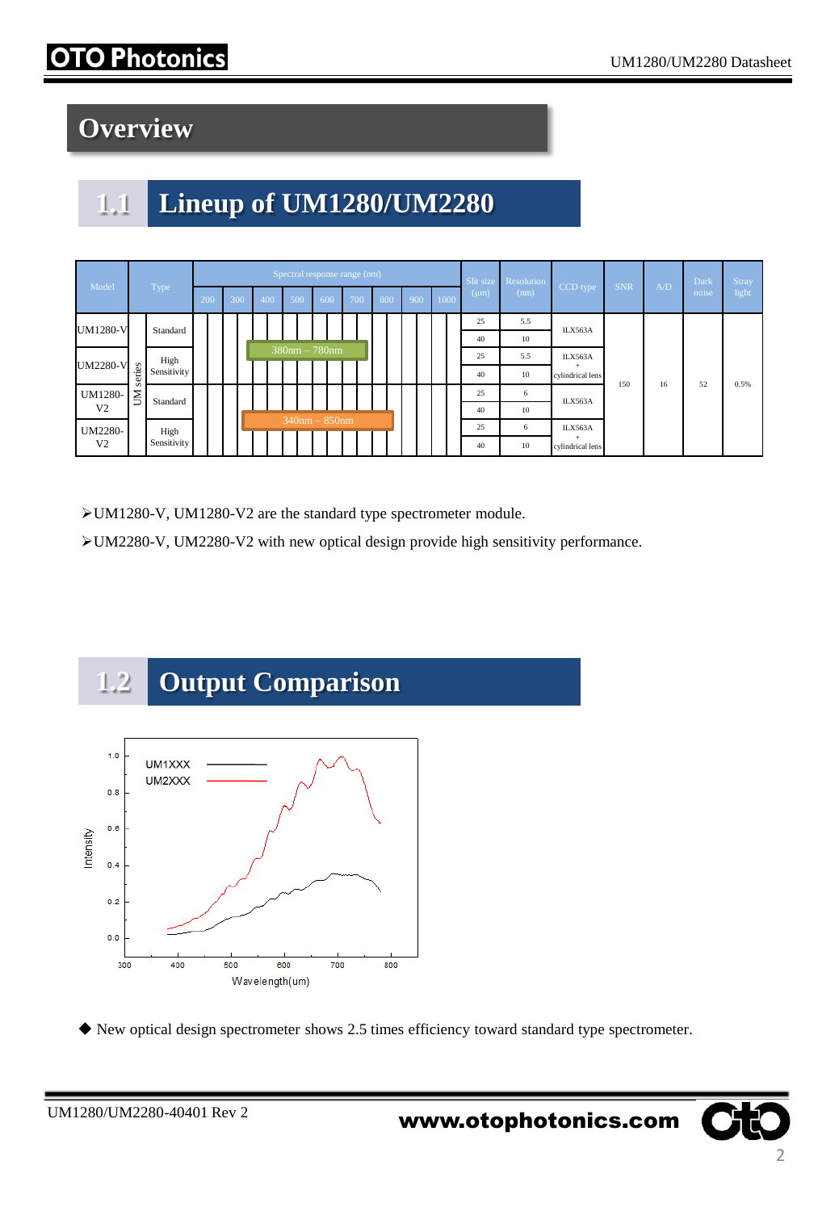# Overview

## 1.1 Lineup of UM1280/UM2280

| Model | Type | | Spectral response range (nm) | Slit size (μm) | Resolution (nm) | CCD type | SNR | A/D | Dark noise | Stray light |
|---|---|---|---|---|---|---|---|---|---|---|
| UM1280-V | UM series | Standard | 380nm – 780nm | 25 | 5.5 | ILX563A | 150 | 16 | 52 | 0.5% |
| | | | | 40 | 10 | | | | | |
| UM2280-V | | High Sensitivity | | 25 | 5.5 | ILX563A + cylindrical lens | | | | |
| | | | | 40 | 10 | | | | | |
| UM1280-V2 | | Standard | 340nm – 850nm | 25 | 6 | ILX563A | | | | |
| | | | | 40 | 10 | | | | | |
| UM2280-V2 | | High Sensitivity | | 25 | 6 | ILX563A + cylindrical lens | | | | |
| | | | | 40 | 10 | | | | | |

➢UM1280-V, UM1280-V2 are the standard type spectrometer module.

➢UM2280-V, UM2280-V2 with new optical design provide high sensitivity performance.

## 1.2 Output Comparison

◆ New optical design spectrometer shows 2.5 times efficiency toward standard type spectrometer.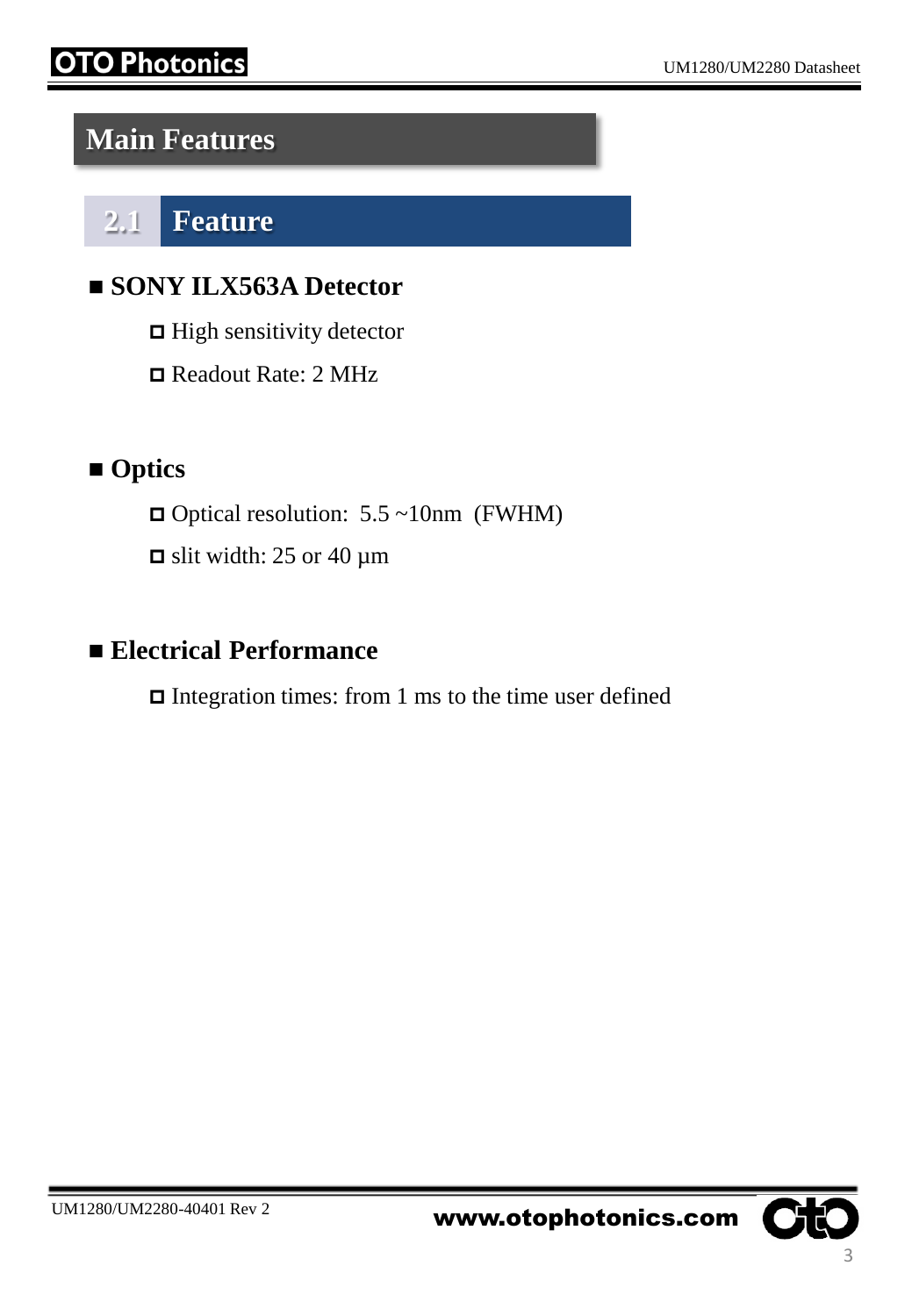# Main Features

## 2.1 Feature

- **SONY ILX563A Detector**
  - High sensitivity detector
  - Readout Rate: 2 MHz

- **Optics**
  - Optical resolution: 5.5 ~10nm (FWHM)
  - slit width: 25 or 40 µm

- **Electrical Performance**
  - Integration times: from 1 ms to the time user defined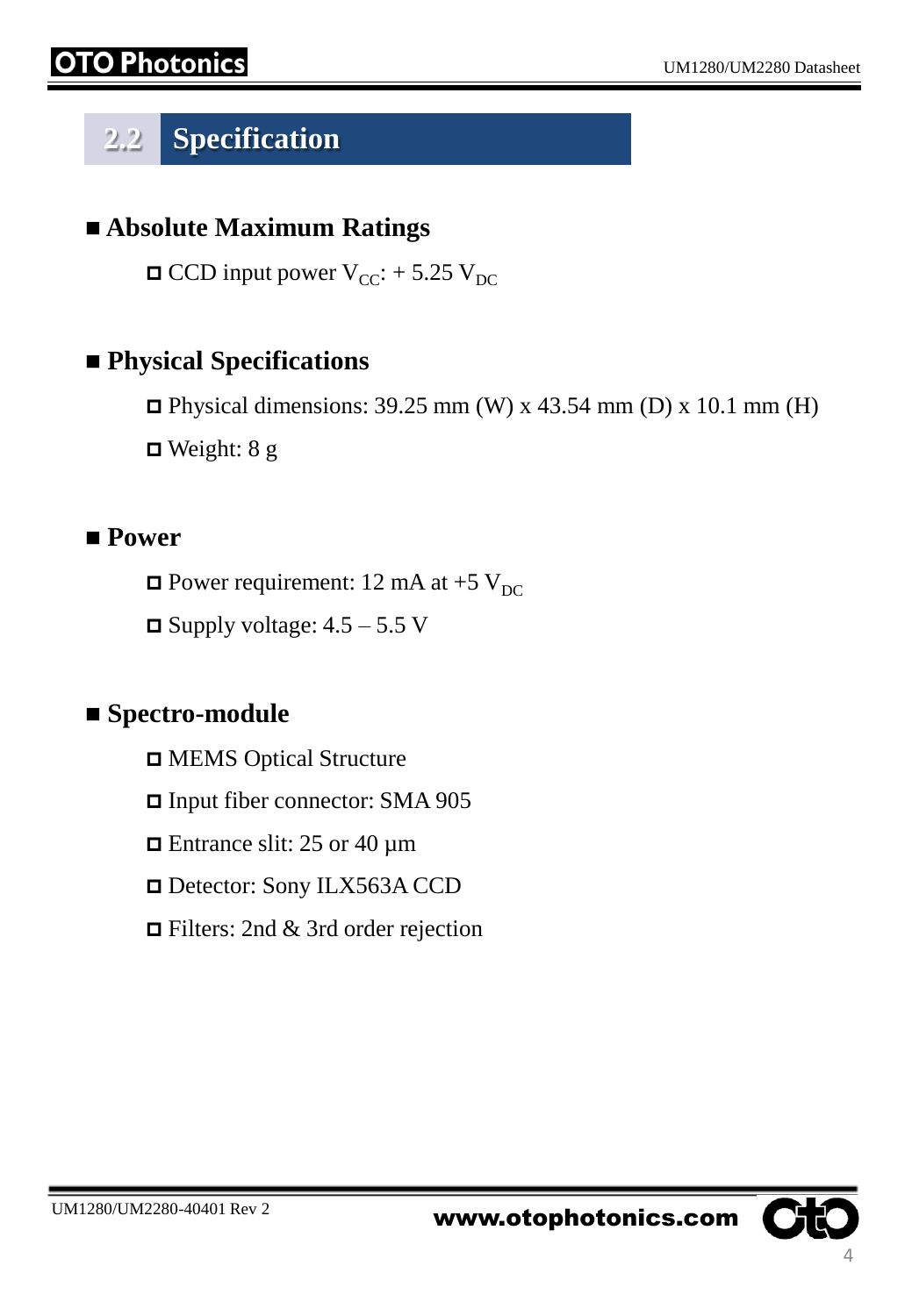## 2.2 Specification

### ■ Absolute Maximum Ratings

- CCD input power $V_{CC}$: + 5.25 $V_{DC}$

### ■ Physical Specifications

- Physical dimensions: 39.25 mm (W) x 43.54 mm (D) x 10.1 mm (H)
- Weight: 8 g

### ■ Power

- Power requirement: 12 mA at +5 $V_{DC}$
- Supply voltage: 4.5 – 5.5 V

### ■ Spectro-module

- MEMS Optical Structure
- Input fiber connector: SMA 905
- Entrance slit: 25 or 40 μm
- Detector: Sony ILX563A CCD
- Filters: 2nd & 3rd order rejection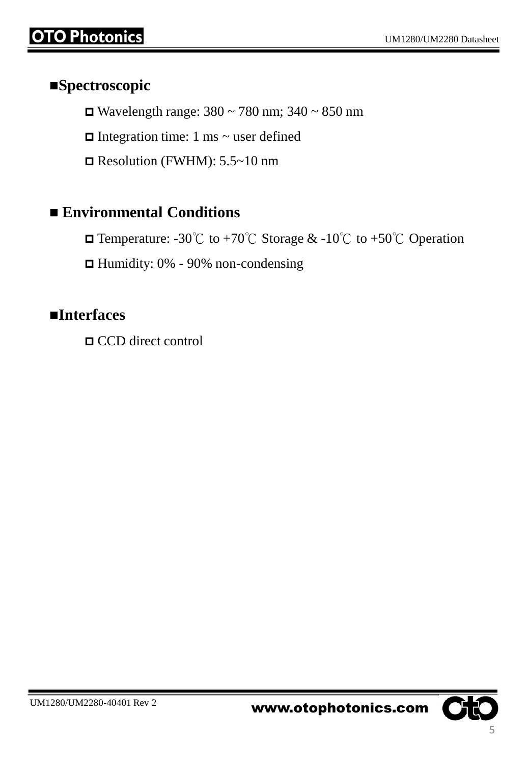## ■Spectroscopic

- Wavelength range: 380 ~ 780 nm; 340 ~ 850 nm
- Integration time: 1 ms ~ user defined
- Resolution (FWHM): 5.5~10 nm

## ■ Environmental Conditions

- Temperature: -30℃ to +70℃ Storage & -10℃ to +50℃ Operation
- Humidity: 0% - 90% non-condensing

## ■Interfaces

- CCD direct control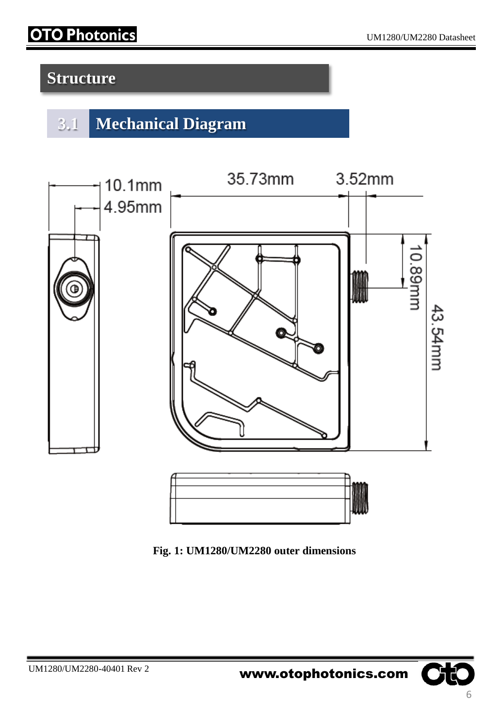# Structure

## 3.1 Mechanical Diagram

Fig. 1: UM1280/UM2280 outer dimensions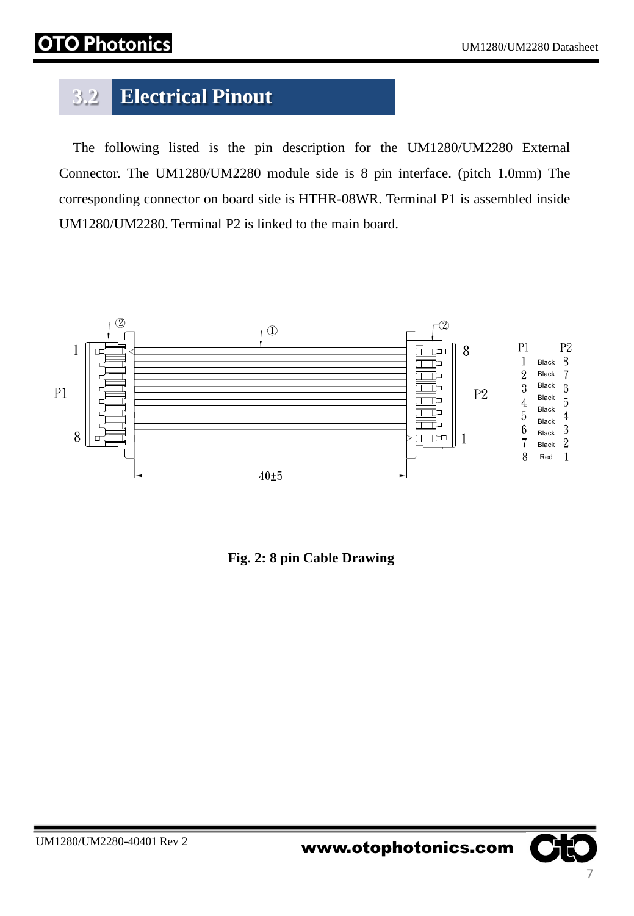## 3.2 Electrical Pinout

The following listed is the pin description for the UM1280/UM2280 External Connector. The UM1280/UM2280 module side is 8 pin interface. (pitch 1.0mm) The corresponding connector on board side is HTHR-08WR. Terminal P1 is assembled inside UM1280/UM2280. Terminal P2 is linked to the main board.

| P1 | | P2 |
|---|---|---|
| 1 | Black | 8 |
| 2 | Black | 7 |
| 3 | Black | 6 |
| 4 | Black | 5 |
| 5 | Black | 4 |
| 6 | Black | 3 |
| 7 | Black | 2 |
| 8 | Red | 1 |

**Fig. 2: 8 pin Cable Drawing**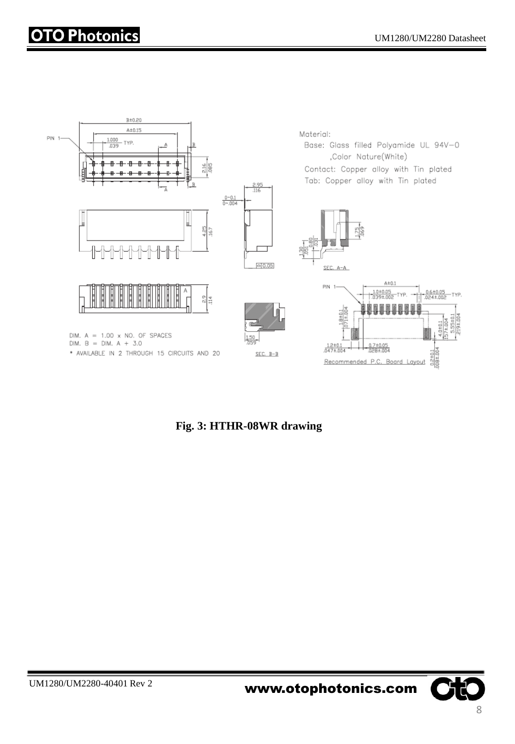Material:

Base: Glass filled Polyamide UL 94V-0 ,Color Nature(White)

Contact: Copper alloy with Tin plated

Tab: Copper alloy with Tin plated

DIM. A = 1.00 x NO. OF SPACES

DIM. B = DIM. A + 3.0

* AVAILABLE IN 2 THROUGH 15 CIRCUITS AND 20

Recommended P.C. Board Layout

**Fig. 3: HTHR-08WR drawing**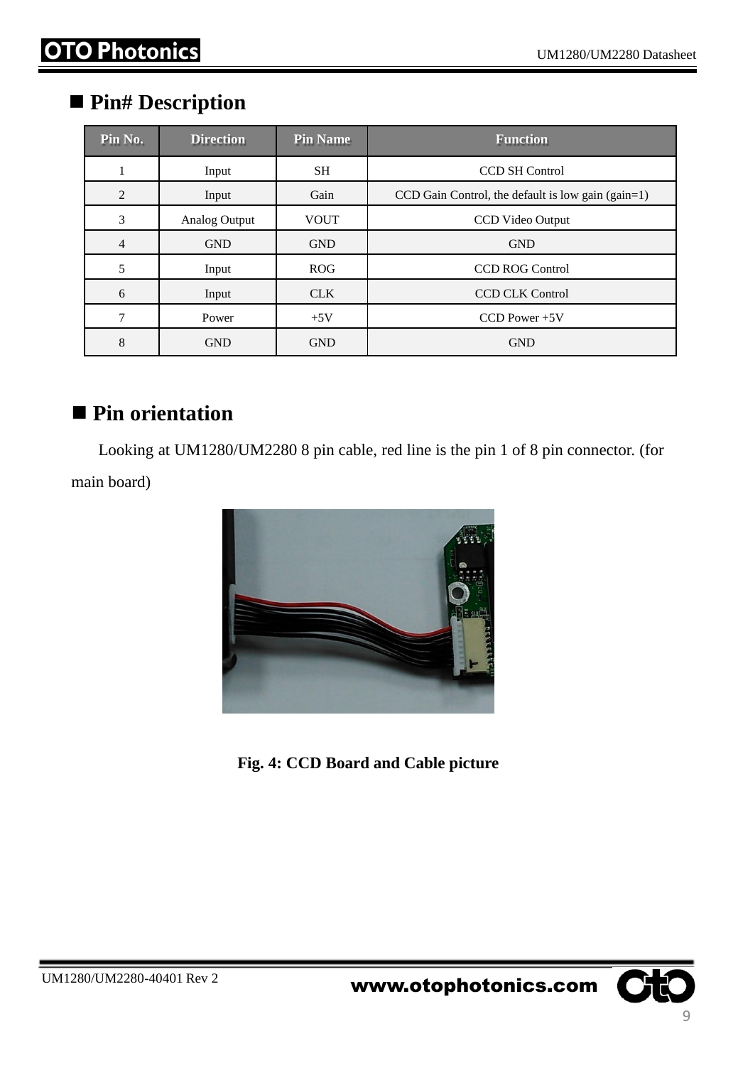## ■ Pin# Description

| Pin No. | Direction | Pin Name | Function |
|---|---|---|---|
| 1 | Input | SH | CCD SH Control |
| 2 | Input | Gain | CCD Gain Control, the default is low gain (gain=1) |
| 3 | Analog Output | VOUT | CCD Video Output |
| 4 | GND | GND | GND |
| 5 | Input | ROG | CCD ROG Control |
| 6 | Input | CLK | CCD CLK Control |
| 7 | Power | +5V | CCD Power +5V |
| 8 | GND | GND | GND |

## ■ Pin orientation

Looking at UM1280/UM2280 8 pin cable, red line is the pin 1 of 8 pin connector. (for main board)

**Fig. 4: CCD Board and Cable picture**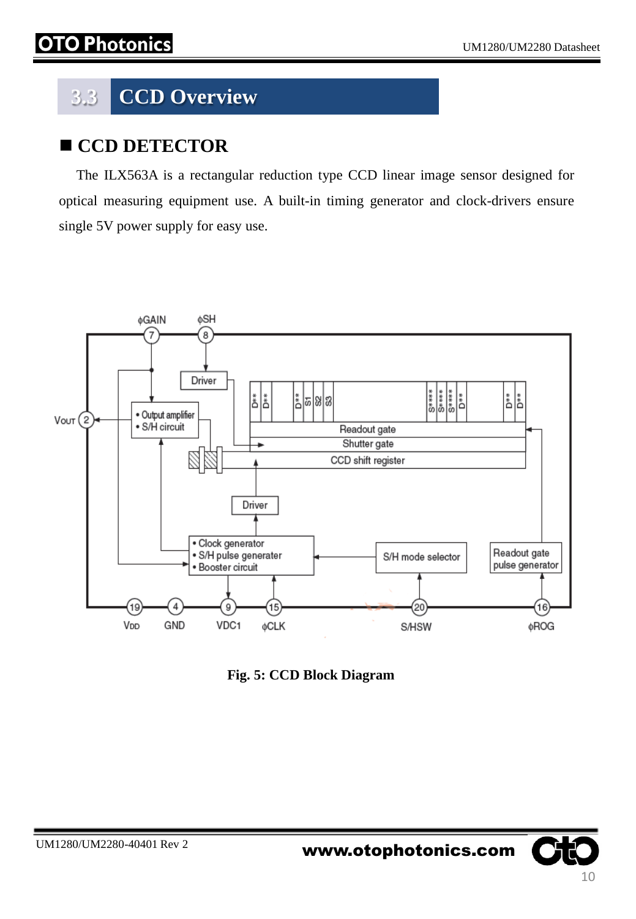## 3.3 CCD Overview

### ■ CCD DETECTOR

The ILX563A is a rectangular reduction type CCD linear image sensor designed for optical measuring equipment use. A built-in timing generator and clock-drivers ensure single 5V power supply for easy use.

**Fig. 5: CCD Block Diagram**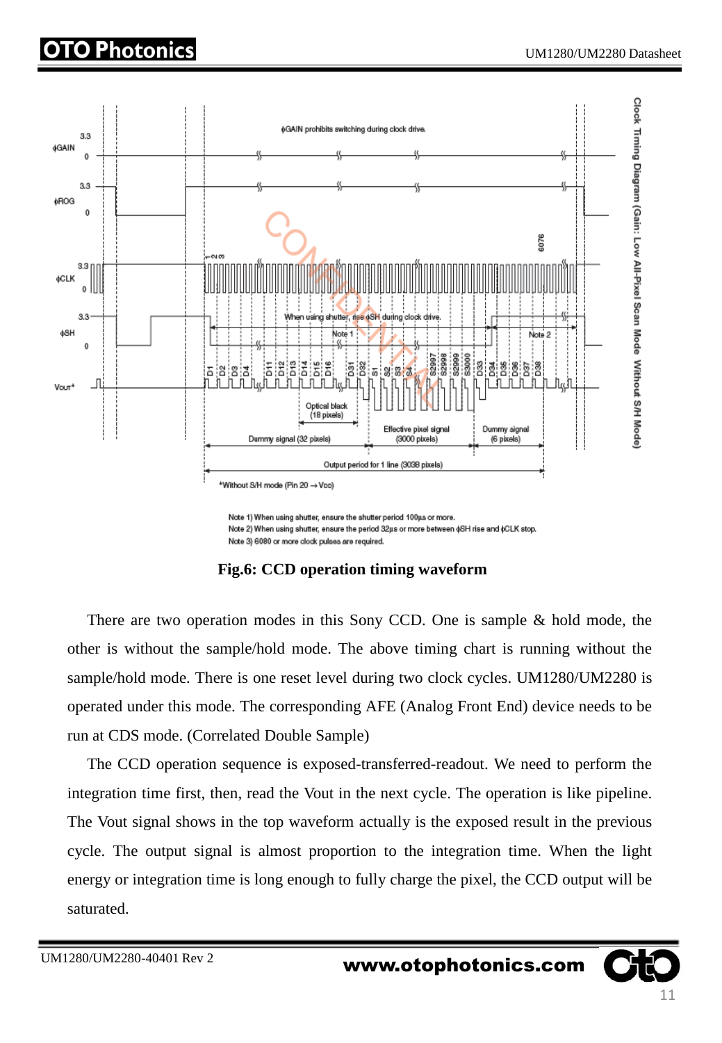Note 1) When using shutter, ensure the shutter period 100µs or more.
Note 2) When using shutter, ensure the period 32µs or more between ϕSH rise and ϕCLK stop.
Note 3) 6080 or more clock pulses are required.

**Fig.6: CCD operation timing waveform**

There are two operation modes in this Sony CCD. One is sample & hold mode, the other is without the sample/hold mode. The above timing chart is running without the sample/hold mode. There is one reset level during two clock cycles. UM1280/UM2280 is operated under this mode. The corresponding AFE (Analog Front End) device needs to be run at CDS mode. (Correlated Double Sample)

The CCD operation sequence is exposed-transferred-readout. We need to perform the integration time first, then, read the Vout in the next cycle. The operation is like pipeline. The Vout signal shows in the top waveform actually is the exposed result in the previous cycle. The output signal is almost proportion to the integration time. When the light energy or integration time is long enough to fully charge the pixel, the CCD output will be saturated.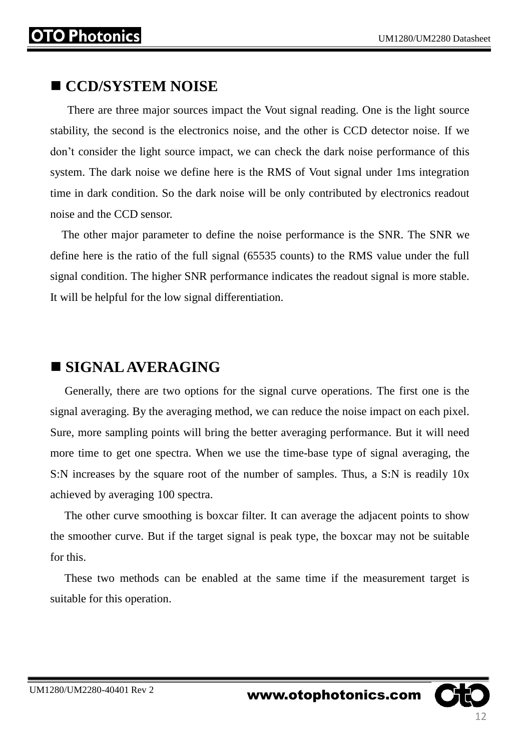## ■ CCD/SYSTEM NOISE

There are three major sources impact the Vout signal reading. One is the light source stability, the second is the electronics noise, and the other is CCD detector noise. If we don't consider the light source impact, we can check the dark noise performance of this system. The dark noise we define here is the RMS of Vout signal under 1ms integration time in dark condition. So the dark noise will be only contributed by electronics readout noise and the CCD sensor.

The other major parameter to define the noise performance is the SNR. The SNR we define here is the ratio of the full signal (65535 counts) to the RMS value under the full signal condition. The higher SNR performance indicates the readout signal is more stable. It will be helpful for the low signal differentiation.

## ■ SIGNAL AVERAGING

Generally, there are two options for the signal curve operations. The first one is the signal averaging. By the averaging method, we can reduce the noise impact on each pixel. Sure, more sampling points will bring the better averaging performance. But it will need more time to get one spectra. When we use the time-base type of signal averaging, the S:N increases by the square root of the number of samples. Thus, a S:N is readily 10x achieved by averaging 100 spectra.

The other curve smoothing is boxcar filter. It can average the adjacent points to show the smoother curve. But if the target signal is peak type, the boxcar may not be suitable for this.

These two methods can be enabled at the same time if the measurement target is suitable for this operation.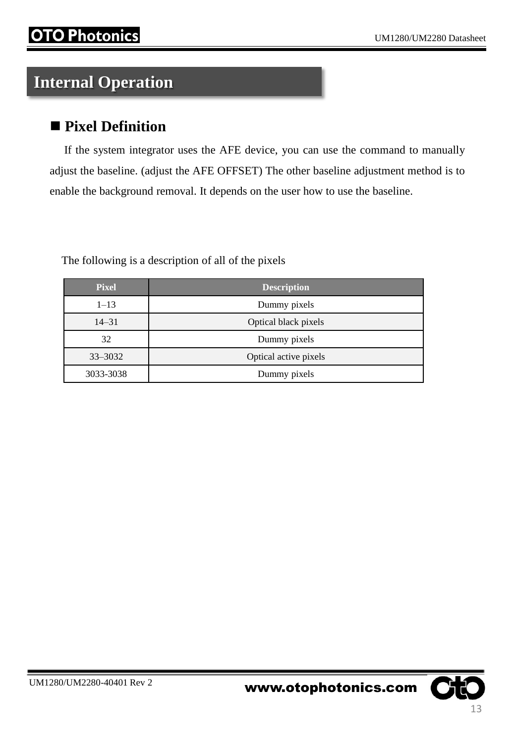# Internal Operation

## ■ Pixel Definition

If the system integrator uses the AFE device, you can use the command to manually adjust the baseline. (adjust the AFE OFFSET) The other baseline adjustment method is to enable the background removal. It depends on the user how to use the baseline.

The following is a description of all of the pixels

| Pixel | Description |
|---|---|
| 1–13 | Dummy pixels |
| 14–31 | Optical black pixels |
| 32 | Dummy pixels |
| 33–3032 | Optical active pixels |
| 3033-3038 | Dummy pixels |